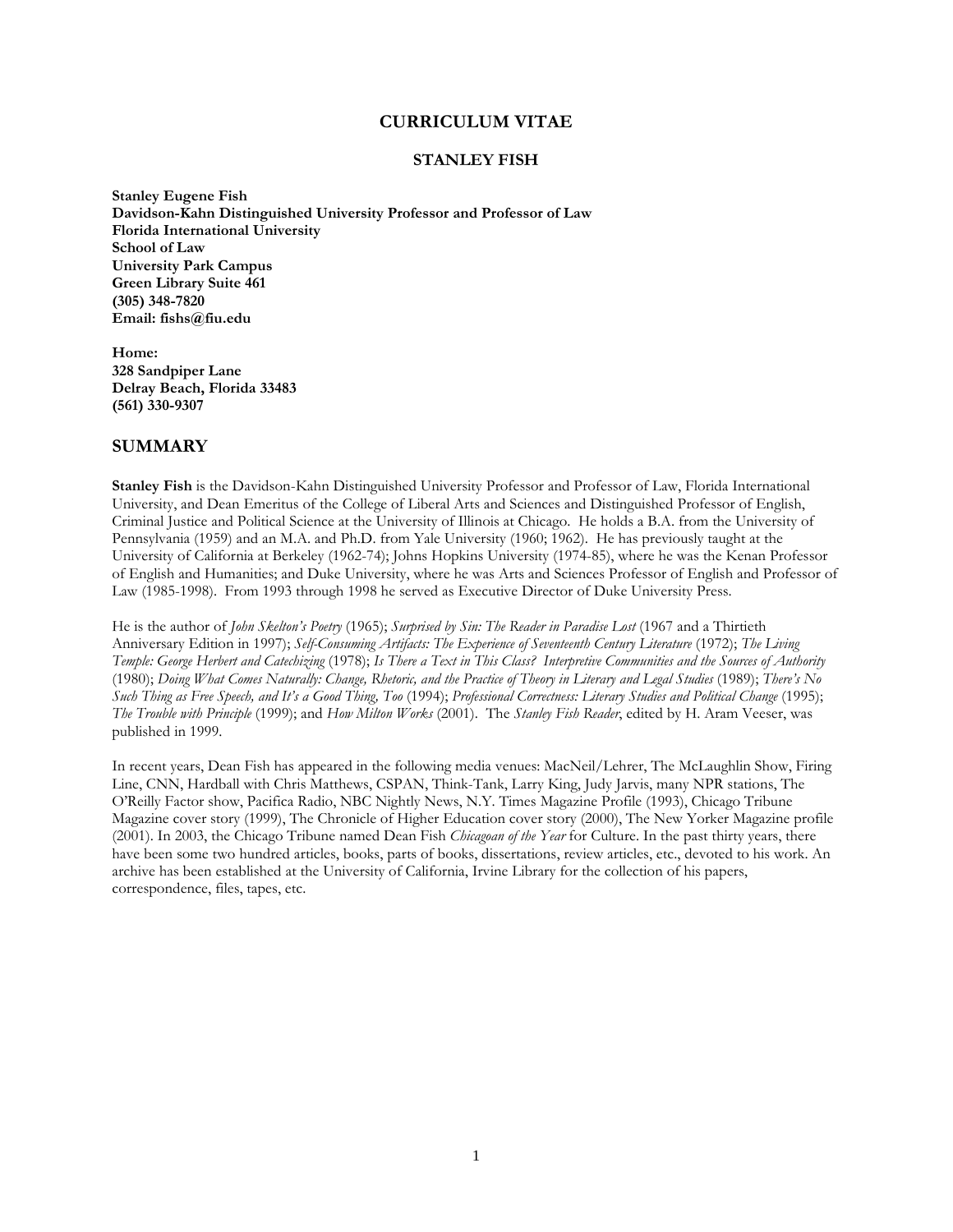# CURRICULUM VITAE

## STANLEY FISH

**Stanley Eugene Fish**
**Davidson-Kahn Distinguished University Professor and Professor of Law**
**Florida International University**
**School of Law**
**University Park Campus**
**Green Library Suite 461**
**(305) 348-7820**
**Email: fishs@fiu.edu**

**Home:**
**328 Sandpiper Lane**
**Delray Beach, Florida 33483**
**(561) 330-9307**

## SUMMARY

**Stanley Fish** is the Davidson-Kahn Distinguished University Professor and Professor of Law, Florida International University, and Dean Emeritus of the College of Liberal Arts and Sciences and Distinguished Professor of English, Criminal Justice and Political Science at the University of Illinois at Chicago. He holds a B.A. from the University of Pennsylvania (1959) and an M.A. and Ph.D. from Yale University (1960; 1962). He has previously taught at the University of California at Berkeley (1962-74); Johns Hopkins University (1974-85), where he was the Kenan Professor of English and Humanities; and Duke University, where he was Arts and Sciences Professor of English and Professor of Law (1985-1998). From 1993 through 1998 he served as Executive Director of Duke University Press.

He is the author of *John Skelton's Poetry* (1965); *Surprised by Sin: The Reader in Paradise Lost* (1967 and a Thirtieth Anniversary Edition in 1997); *Self-Consuming Artifacts: The Experience of Seventeenth Century Literature* (1972); *The Living Temple: George Herbert and Catechizing* (1978); *Is There a Text in This Class? Interpretive Communities and the Sources of Authority* (1980); *Doing What Comes Naturally: Change, Rhetoric, and the Practice of Theory in Literary and Legal Studies* (1989); *There's No Such Thing as Free Speech, and It's a Good Thing, Too* (1994); *Professional Correctness: Literary Studies and Political Change* (1995); *The Trouble with Principle* (1999); and *How Milton Works* (2001). The *Stanley Fish Reader*, edited by H. Aram Veeser, was published in 1999.

In recent years, Dean Fish has appeared in the following media venues: MacNeil/Lehrer, The McLaughlin Show, Firing Line, CNN, Hardball with Chris Matthews, CSPAN, Think-Tank, Larry King, Judy Jarvis, many NPR stations, The O'Reilly Factor show, Pacifica Radio, NBC Nightly News, N.Y. Times Magazine Profile (1993), Chicago Tribune Magazine cover story (1999), The Chronicle of Higher Education cover story (2000), The New Yorker Magazine profile (2001). In 2003, the Chicago Tribune named Dean Fish *Chicagoan of the Year* for Culture. In the past thirty years, there have been some two hundred articles, books, parts of books, dissertations, review articles, etc., devoted to his work. An archive has been established at the University of California, Irvine Library for the collection of his papers, correspondence, files, tapes, etc.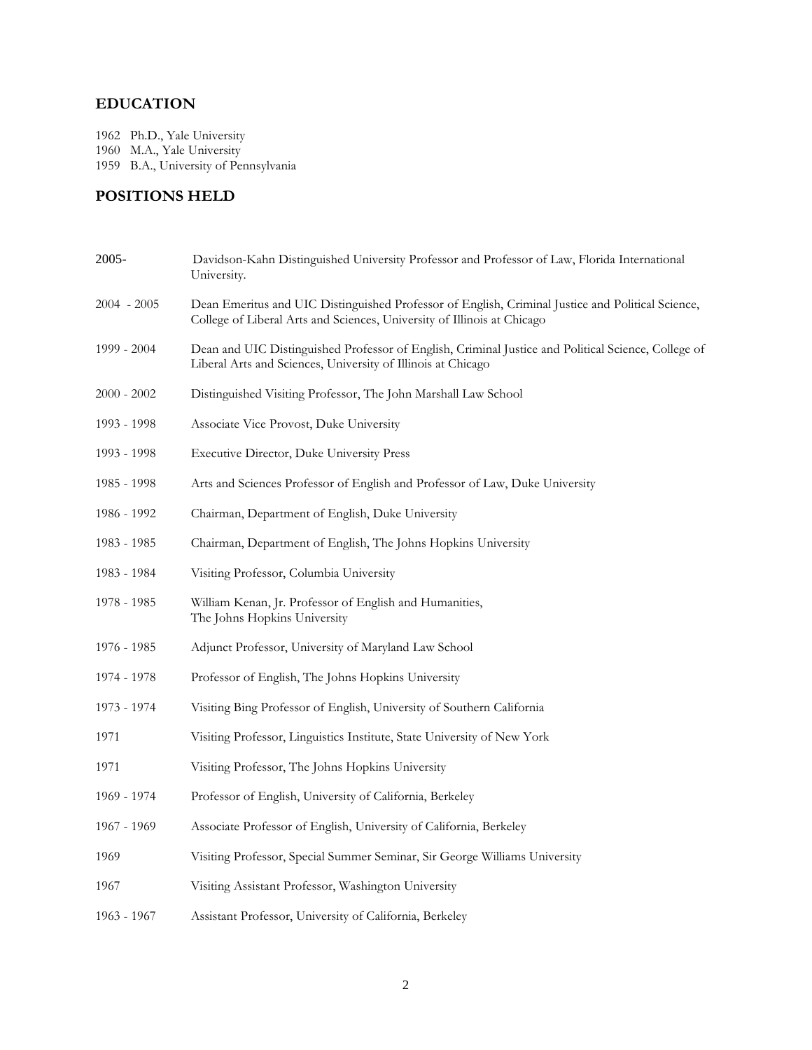## EDUCATION

1962 Ph.D., Yale University
1960 M.A., Yale University
1959 B.A., University of Pennsylvania

## POSITIONS HELD

| | |
|---|---|
| 2005- | Davidson-Kahn Distinguished University Professor and Professor of Law, Florida International University. |
| 2004 - 2005 | Dean Emeritus and UIC Distinguished Professor of English, Criminal Justice and Political Science, College of Liberal Arts and Sciences, University of Illinois at Chicago |
| 1999 - 2004 | Dean and UIC Distinguished Professor of English, Criminal Justice and Political Science, College of Liberal Arts and Sciences, University of Illinois at Chicago |
| 2000 - 2002 | Distinguished Visiting Professor, The John Marshall Law School |
| 1993 - 1998 | Associate Vice Provost, Duke University |
| 1993 - 1998 | Executive Director, Duke University Press |
| 1985 - 1998 | Arts and Sciences Professor of English and Professor of Law, Duke University |
| 1986 - 1992 | Chairman, Department of English, Duke University |
| 1983 - 1985 | Chairman, Department of English, The Johns Hopkins University |
| 1983 - 1984 | Visiting Professor, Columbia University |
| 1978 - 1985 | William Kenan, Jr. Professor of English and Humanities, The Johns Hopkins University |
| 1976 - 1985 | Adjunct Professor, University of Maryland Law School |
| 1974 - 1978 | Professor of English, The Johns Hopkins University |
| 1973 - 1974 | Visiting Bing Professor of English, University of Southern California |
| 1971 | Visiting Professor, Linguistics Institute, State University of New York |
| 1971 | Visiting Professor, The Johns Hopkins University |
| 1969 - 1974 | Professor of English, University of California, Berkeley |
| 1967 - 1969 | Associate Professor of English, University of California, Berkeley |
| 1969 | Visiting Professor, Special Summer Seminar, Sir George Williams University |
| 1967 | Visiting Assistant Professor, Washington University |
| 1963 - 1967 | Assistant Professor, University of California, Berkeley |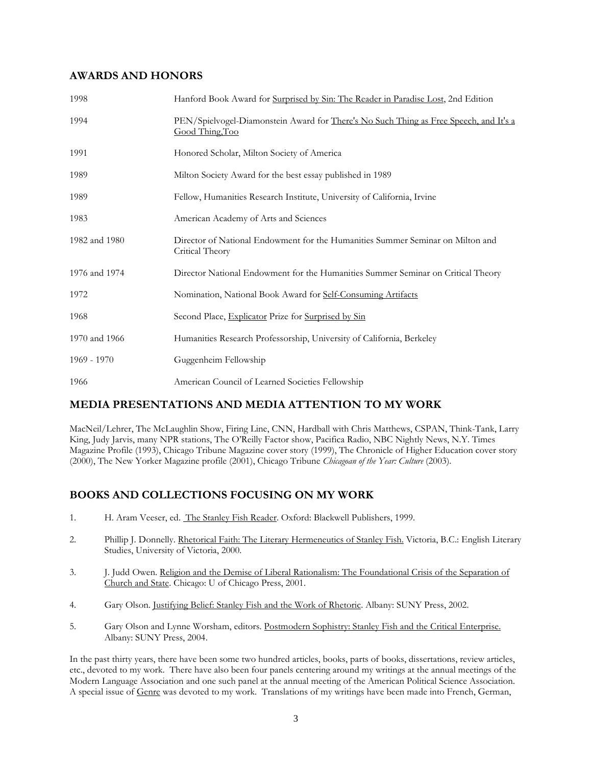## AWARDS AND HONORS

| | |
|---|---|
| 1998 | Hanford Book Award for Surprised by Sin: The Reader in Paradise Lost, 2nd Edition |
| 1994 | PEN/Spielvogel-Diamonstein Award for There's No Such Thing as Free Speech, and It's a Good Thing,Too |
| 1991 | Honored Scholar, Milton Society of America |
| 1989 | Milton Society Award for the best essay published in 1989 |
| 1989 | Fellow, Humanities Research Institute, University of California, Irvine |
| 1983 | American Academy of Arts and Sciences |
| 1982 and 1980 | Director of National Endowment for the Humanities Summer Seminar on Milton and Critical Theory |
| 1976 and 1974 | Director National Endowment for the Humanities Summer Seminar on Critical Theory |
| 1972 | Nomination, National Book Award for Self-Consuming Artifacts |
| 1968 | Second Place, Explicator Prize for Surprised by Sin |
| 1970 and 1966 | Humanities Research Professorship, University of California, Berkeley |
| 1969 - 1970 | Guggenheim Fellowship |
| 1966 | American Council of Learned Societies Fellowship |

## MEDIA PRESENTATIONS AND MEDIA ATTENTION TO MY WORK

MacNeil/Lehrer, The McLaughlin Show, Firing Line, CNN, Hardball with Chris Matthews, CSPAN, Think-Tank, Larry King, Judy Jarvis, many NPR stations, The O'Reilly Factor show, Pacifica Radio, NBC Nightly News, N.Y. Times Magazine Profile (1993), Chicago Tribune Magazine cover story (1999), The Chronicle of Higher Education cover story (2000), The New Yorker Magazine profile (2001), Chicago Tribune *Chicagoan of the Year: Culture* (2003).

## BOOKS AND COLLECTIONS FOCUSING ON MY WORK

1. H. Aram Veeser, ed. The Stanley Fish Reader. Oxford: Blackwell Publishers, 1999.
2. Phillip J. Donnelly. Rhetorical Faith: The Literary Hermeneutics of Stanley Fish. Victoria, B.C.: English Literary Studies, University of Victoria, 2000.
3. J. Judd Owen. Religion and the Demise of Liberal Rationalism: The Foundational Crisis of the Separation of Church and State. Chicago: U of Chicago Press, 2001.
4. Gary Olson. Justifying Belief: Stanley Fish and the Work of Rhetoric. Albany: SUNY Press, 2002.
5. Gary Olson and Lynne Worsham, editors. Postmodern Sophistry: Stanley Fish and the Critical Enterprise. Albany: SUNY Press, 2004.

In the past thirty years, there have been some two hundred articles, books, parts of books, dissertations, review articles, etc., devoted to my work. There have also been four panels centering around my writings at the annual meetings of the Modern Language Association and one such panel at the annual meeting of the American Political Science Association. A special issue of Genre was devoted to my work. Translations of my writings have been made into French, German,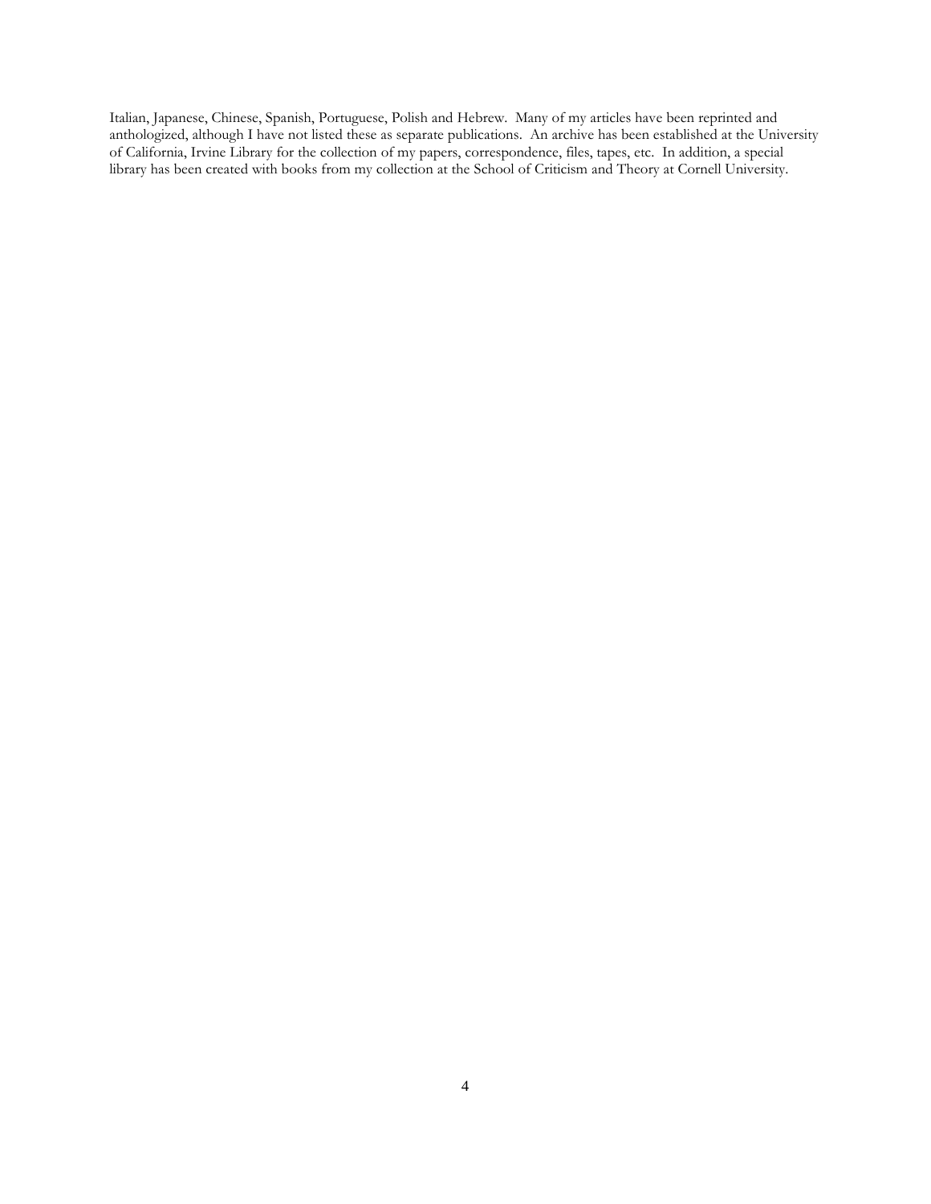Italian, Japanese, Chinese, Spanish, Portuguese, Polish and Hebrew. Many of my articles have been reprinted and anthologized, although I have not listed these as separate publications. An archive has been established at the University of California, Irvine Library for the collection of my papers, correspondence, files, tapes, etc. In addition, a special library has been created with books from my collection at the School of Criticism and Theory at Cornell University.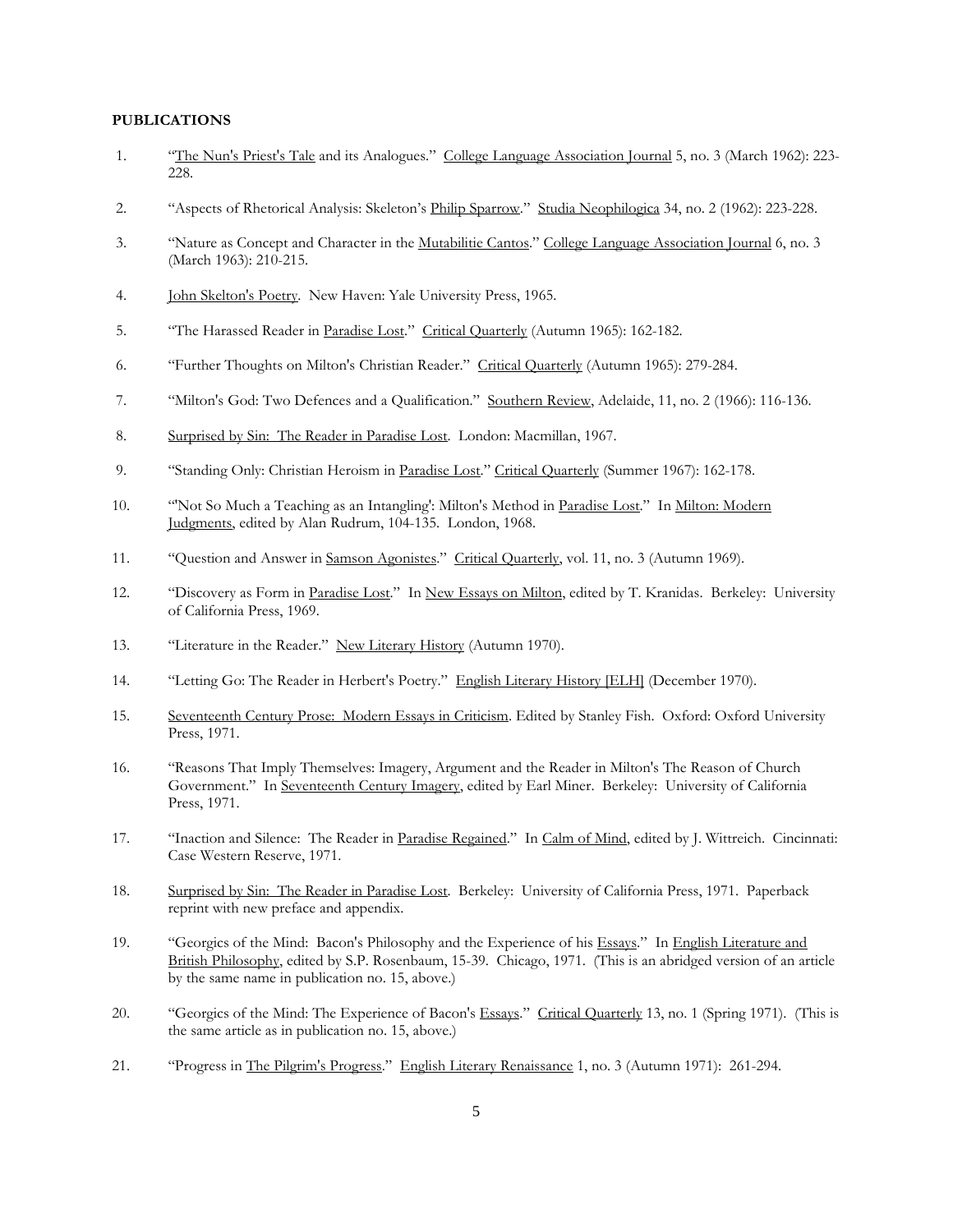**PUBLICATIONS**

1. "The Nun's Priest's Tale and its Analogues." College Language Association Journal 5, no. 3 (March 1962): 223-228.

2. "Aspects of Rhetorical Analysis: Skeleton's Philip Sparrow." Studia Neophilogica 34, no. 2 (1962): 223-228.

3. "Nature as Concept and Character in the Mutabilitie Cantos." College Language Association Journal 6, no. 3 (March 1963): 210-215.

4. John Skelton's Poetry. New Haven: Yale University Press, 1965.

5. "The Harassed Reader in Paradise Lost." Critical Quarterly (Autumn 1965): 162-182.

6. "Further Thoughts on Milton's Christian Reader." Critical Quarterly (Autumn 1965): 279-284.

7. "Milton's God: Two Defences and a Qualification." Southern Review, Adelaide, 11, no. 2 (1966): 116-136.

8. Surprised by Sin: The Reader in Paradise Lost. London: Macmillan, 1967.

9. "Standing Only: Christian Heroism in Paradise Lost." Critical Quarterly (Summer 1967): 162-178.

10. "'Not So Much a Teaching as an Intangling': Milton's Method in Paradise Lost." In Milton: Modern Judgments, edited by Alan Rudrum, 104-135. London, 1968.

11. "Question and Answer in Samson Agonistes." Critical Quarterly, vol. 11, no. 3 (Autumn 1969).

12. "Discovery as Form in Paradise Lost." In New Essays on Milton, edited by T. Kranidas. Berkeley: University of California Press, 1969.

13. "Literature in the Reader." New Literary History (Autumn 1970).

14. "Letting Go: The Reader in Herbert's Poetry." English Literary History [ELH] (December 1970).

15. Seventeenth Century Prose: Modern Essays in Criticism. Edited by Stanley Fish. Oxford: Oxford University Press, 1971.

16. "Reasons That Imply Themselves: Imagery, Argument and the Reader in Milton's The Reason of Church Government." In Seventeenth Century Imagery, edited by Earl Miner. Berkeley: University of California Press, 1971.

17. "Inaction and Silence: The Reader in Paradise Regained." In Calm of Mind, edited by J. Wittreich. Cincinnati: Case Western Reserve, 1971.

18. Surprised by Sin: The Reader in Paradise Lost. Berkeley: University of California Press, 1971. Paperback reprint with new preface and appendix.

19. "Georgics of the Mind: Bacon's Philosophy and the Experience of his Essays." In English Literature and British Philosophy, edited by S.P. Rosenbaum, 15-39. Chicago, 1971. (This is an abridged version of an article by the same name in publication no. 15, above.)

20. "Georgics of the Mind: The Experience of Bacon's Essays." Critical Quarterly 13, no. 1 (Spring 1971). (This is the same article as in publication no. 15, above.)

21. "Progress in The Pilgrim's Progress." English Literary Renaissance 1, no. 3 (Autumn 1971): 261-294.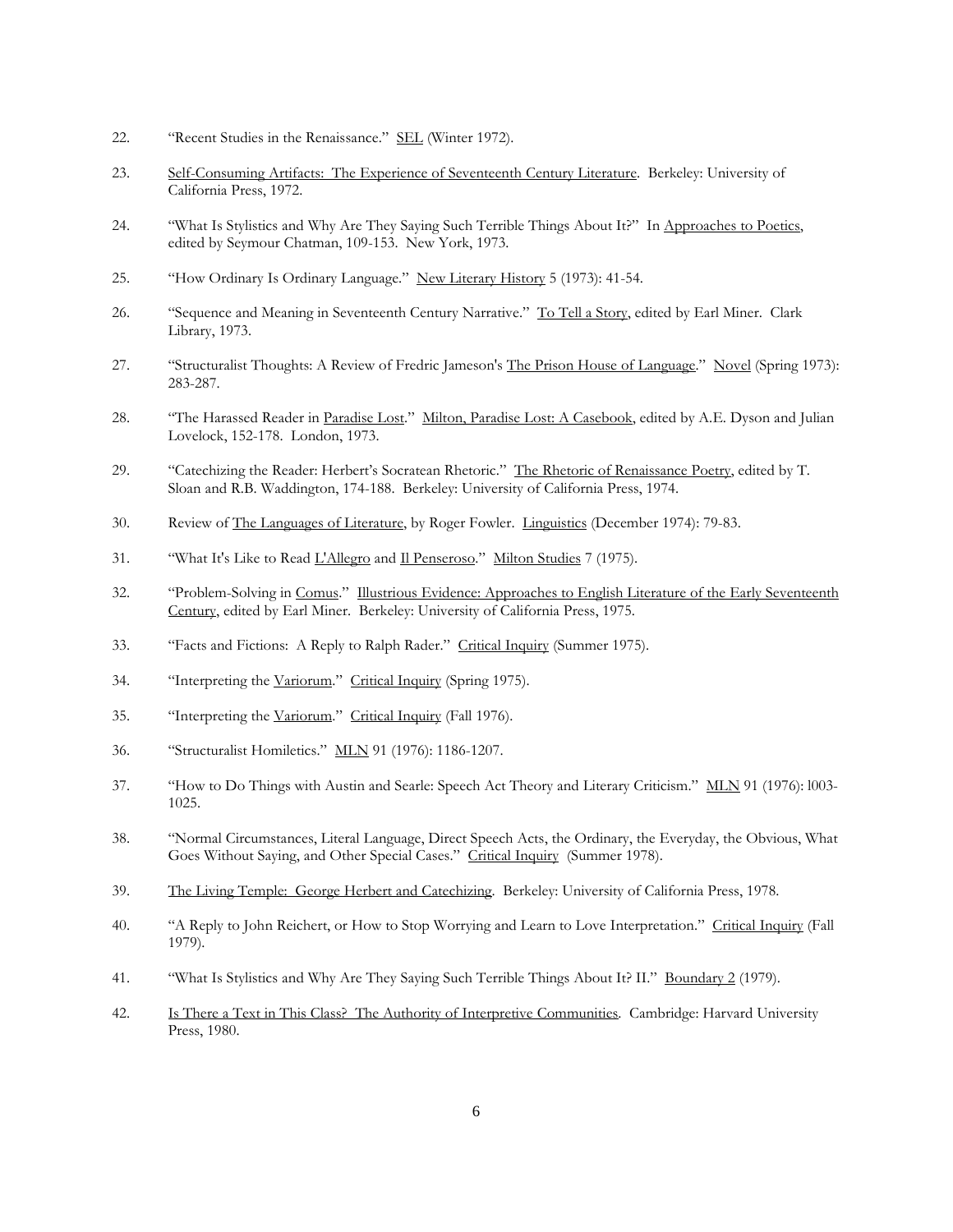22. "Recent Studies in the Renaissance." SEL (Winter 1972).

23. Self-Consuming Artifacts: The Experience of Seventeenth Century Literature. Berkeley: University of California Press, 1972.

24. "What Is Stylistics and Why Are They Saying Such Terrible Things About It?" In Approaches to Poetics, edited by Seymour Chatman, 109-153. New York, 1973.

25. "How Ordinary Is Ordinary Language." New Literary History 5 (1973): 41-54.

26. "Sequence and Meaning in Seventeenth Century Narrative." To Tell a Story, edited by Earl Miner. Clark Library, 1973.

27. "Structuralist Thoughts: A Review of Fredric Jameson's The Prison House of Language." Novel (Spring 1973): 283-287.

28. "The Harassed Reader in Paradise Lost." Milton, Paradise Lost: A Casebook, edited by A.E. Dyson and Julian Lovelock, 152-178. London, 1973.

29. "Catechizing the Reader: Herbert's Socratean Rhetoric." The Rhetoric of Renaissance Poetry, edited by T. Sloan and R.B. Waddington, 174-188. Berkeley: University of California Press, 1974.

30. Review of The Languages of Literature, by Roger Fowler. Linguistics (December 1974): 79-83.

31. "What It's Like to Read L'Allegro and Il Penseroso." Milton Studies 7 (1975).

32. "Problem-Solving in Comus." Illustrious Evidence: Approaches to English Literature of the Early Seventeenth Century, edited by Earl Miner. Berkeley: University of California Press, 1975.

33. "Facts and Fictions: A Reply to Ralph Rader." Critical Inquiry (Summer 1975).

34. "Interpreting the Variorum." Critical Inquiry (Spring 1975).

35. "Interpreting the Variorum." Critical Inquiry (Fall 1976).

36. "Structuralist Homiletics." MLN 91 (1976): 1186-1207.

37. "How to Do Things with Austin and Searle: Speech Act Theory and Literary Criticism." MLN 91 (1976): l003-1025.

38. "Normal Circumstances, Literal Language, Direct Speech Acts, the Ordinary, the Everyday, the Obvious, What Goes Without Saying, and Other Special Cases." Critical Inquiry (Summer 1978).

39. The Living Temple: George Herbert and Catechizing. Berkeley: University of California Press, 1978.

40. "A Reply to John Reichert, or How to Stop Worrying and Learn to Love Interpretation." Critical Inquiry (Fall 1979).

41. "What Is Stylistics and Why Are They Saying Such Terrible Things About It? II." Boundary 2 (1979).

42. Is There a Text in This Class? The Authority of Interpretive Communities. Cambridge: Harvard University Press, 1980.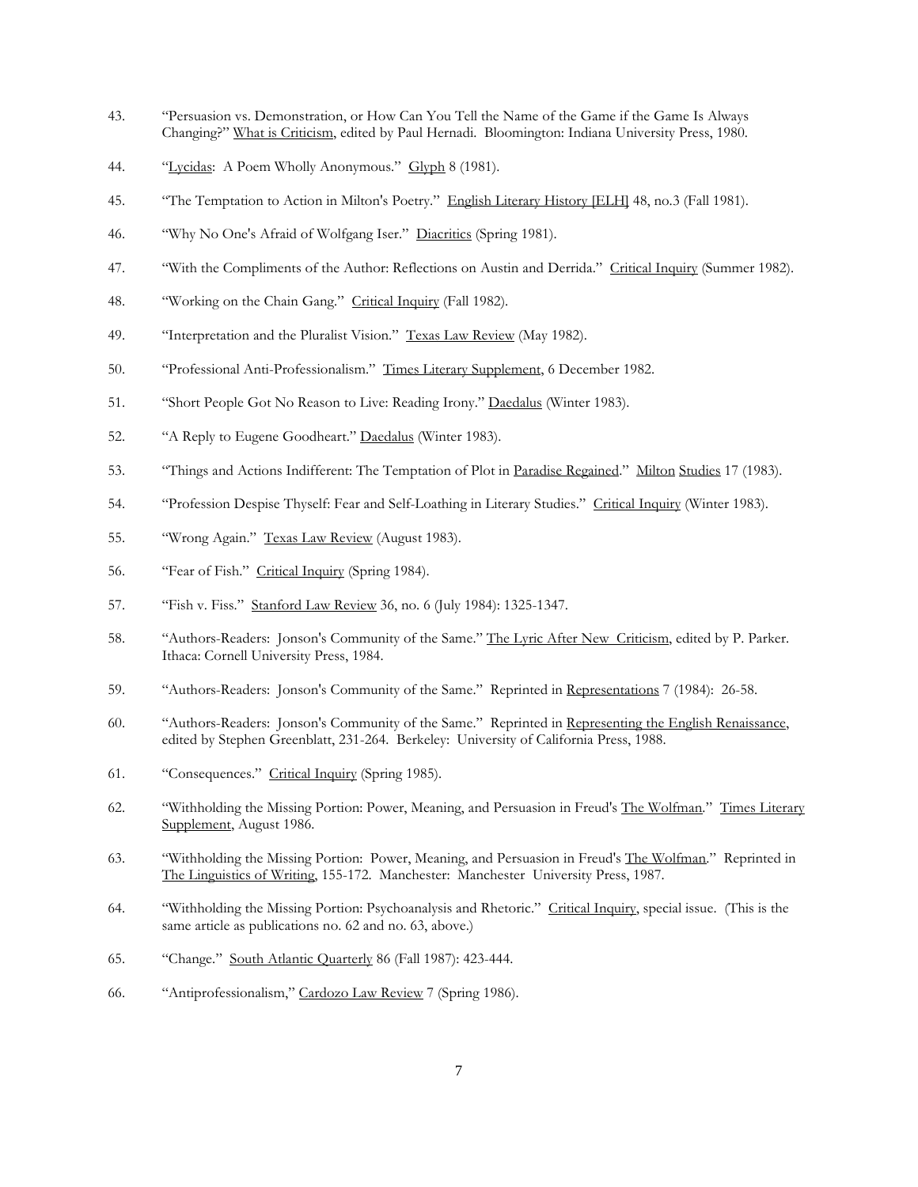43. "Persuasion vs. Demonstration, or How Can You Tell the Name of the Game if the Game Is Always Changing?" What is Criticism, edited by Paul Hernadi. Bloomington: Indiana University Press, 1980.

44. "Lycidas: A Poem Wholly Anonymous." Glyph 8 (1981).

45. "The Temptation to Action in Milton's Poetry." English Literary History [ELH] 48, no.3 (Fall 1981).

46. "Why No One's Afraid of Wolfgang Iser." Diacritics (Spring 1981).

47. "With the Compliments of the Author: Reflections on Austin and Derrida." Critical Inquiry (Summer 1982).

48. "Working on the Chain Gang." Critical Inquiry (Fall 1982).

49. "Interpretation and the Pluralist Vision." Texas Law Review (May 1982).

50. "Professional Anti-Professionalism." Times Literary Supplement, 6 December 1982.

51. "Short People Got No Reason to Live: Reading Irony." Daedalus (Winter 1983).

52. "A Reply to Eugene Goodheart." Daedalus (Winter 1983).

53. "Things and Actions Indifferent: The Temptation of Plot in Paradise Regained." Milton Studies 17 (1983).

54. "Profession Despise Thyself: Fear and Self-Loathing in Literary Studies." Critical Inquiry (Winter 1983).

55. "Wrong Again." Texas Law Review (August 1983).

56. "Fear of Fish." Critical Inquiry (Spring 1984).

57. "Fish v. Fiss." Stanford Law Review 36, no. 6 (July 1984): 1325-1347.

58. "Authors-Readers: Jonson's Community of the Same." The Lyric After New Criticism, edited by P. Parker. Ithaca: Cornell University Press, 1984.

59. "Authors-Readers: Jonson's Community of the Same." Reprinted in Representations 7 (1984): 26-58.

60. "Authors-Readers: Jonson's Community of the Same." Reprinted in Representing the English Renaissance, edited by Stephen Greenblatt, 231-264. Berkeley: University of California Press, 1988.

61. "Consequences." Critical Inquiry (Spring 1985).

62. "Withholding the Missing Portion: Power, Meaning, and Persuasion in Freud's The Wolfman." Times Literary Supplement, August 1986.

63. "Withholding the Missing Portion: Power, Meaning, and Persuasion in Freud's The Wolfman." Reprinted in The Linguistics of Writing, 155-172. Manchester: Manchester University Press, 1987.

64. "Withholding the Missing Portion: Psychoanalysis and Rhetoric." Critical Inquiry, special issue. (This is the same article as publications no. 62 and no. 63, above.)

65. "Change." South Atlantic Quarterly 86 (Fall 1987): 423-444.

66. "Antiprofessionalism," Cardozo Law Review 7 (Spring 1986).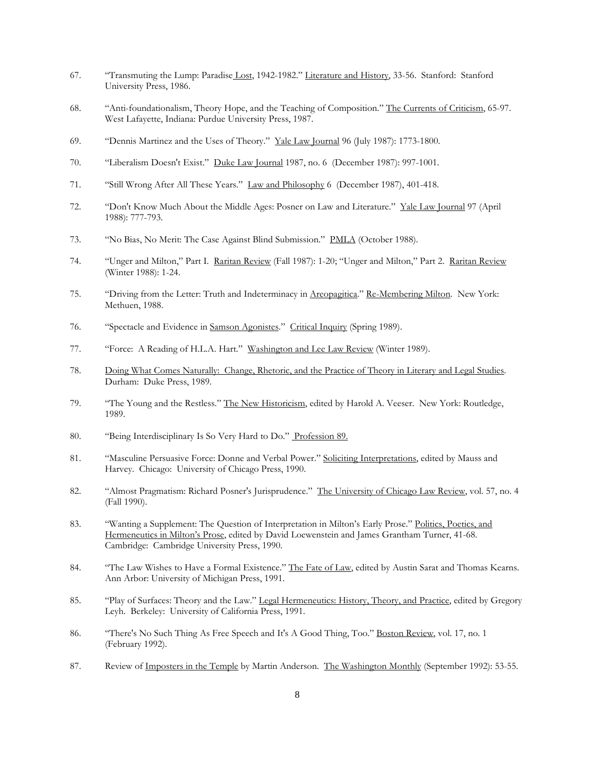67. "Transmuting the Lump: Paradise Lost, 1942-1982." Literature and History, 33-56. Stanford: Stanford University Press, 1986.

68. "Anti-foundationalism, Theory Hope, and the Teaching of Composition." The Currents of Criticism, 65-97. West Lafayette, Indiana: Purdue University Press, 1987.

69. "Dennis Martinez and the Uses of Theory." Yale Law Journal 96 (July 1987): 1773-1800.

70. "Liberalism Doesn't Exist." Duke Law Journal 1987, no. 6 (December 1987): 997-1001.

71. "Still Wrong After All These Years." Law and Philosophy 6 (December 1987), 401-418.

72. "Don't Know Much About the Middle Ages: Posner on Law and Literature." Yale Law Journal 97 (April 1988): 777-793.

73. "No Bias, No Merit: The Case Against Blind Submission." PMLA (October 1988).

74. "Unger and Milton," Part I. Raritan Review (Fall 1987): 1-20; "Unger and Milton," Part 2. Raritan Review (Winter 1988): 1-24.

75. "Driving from the Letter: Truth and Indeterminacy in Areopagitica." Re-Membering Milton. New York: Methuen, 1988.

76. "Spectacle and Evidence in Samson Agonistes." Critical Inquiry (Spring 1989).

77. "Force: A Reading of H.L.A. Hart." Washington and Lee Law Review (Winter 1989).

78. Doing What Comes Naturally: Change, Rhetoric, and the Practice of Theory in Literary and Legal Studies. Durham: Duke Press, 1989.

79. "The Young and the Restless." The New Historicism, edited by Harold A. Veeser. New York: Routledge, 1989.

80. "Being Interdisciplinary Is So Very Hard to Do." Profession 89.

81. "Masculine Persuasive Force: Donne and Verbal Power." Soliciting Interpretations, edited by Mauss and Harvey. Chicago: University of Chicago Press, 1990.

82. "Almost Pragmatism: Richard Posner's Jurisprudence." The University of Chicago Law Review, vol. 57, no. 4 (Fall 1990).

83. "Wanting a Supplement: The Question of Interpretation in Milton's Early Prose." Politics, Poetics, and Hermeneutics in Milton's Prose, edited by David Loewenstein and James Grantham Turner, 41-68. Cambridge: Cambridge University Press, 1990.

84. "The Law Wishes to Have a Formal Existence." The Fate of Law, edited by Austin Sarat and Thomas Kearns. Ann Arbor: University of Michigan Press, 1991.

85. "Play of Surfaces: Theory and the Law." Legal Hermeneutics: History, Theory, and Practice, edited by Gregory Leyh. Berkeley: University of California Press, 1991.

86. "There's No Such Thing As Free Speech and It's A Good Thing, Too." Boston Review, vol. 17, no. 1 (February 1992).

87. Review of Imposters in the Temple by Martin Anderson. The Washington Monthly (September 1992): 53-55.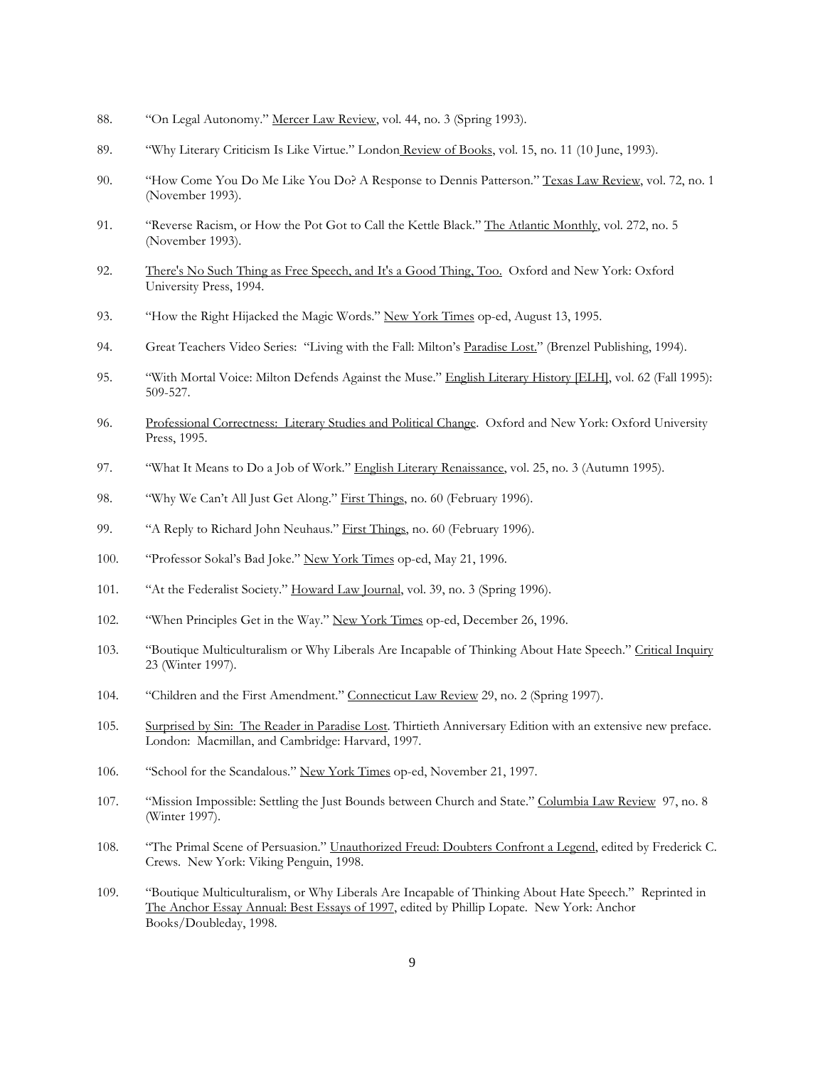88. "On Legal Autonomy." Mercer Law Review, vol. 44, no. 3 (Spring 1993).

89. "Why Literary Criticism Is Like Virtue." London Review of Books, vol. 15, no. 11 (10 June, 1993).

90. "How Come You Do Me Like You Do? A Response to Dennis Patterson." Texas Law Review, vol. 72, no. 1 (November 1993).

91. "Reverse Racism, or How the Pot Got to Call the Kettle Black." The Atlantic Monthly, vol. 272, no. 5 (November 1993).

92. There's No Such Thing as Free Speech, and It's a Good Thing, Too. Oxford and New York: Oxford University Press, 1994.

93. "How the Right Hijacked the Magic Words." New York Times op-ed, August 13, 1995.

94. Great Teachers Video Series: "Living with the Fall: Milton's Paradise Lost." (Brenzel Publishing, 1994).

95. "With Mortal Voice: Milton Defends Against the Muse." English Literary History [ELH], vol. 62 (Fall 1995): 509-527.

96. Professional Correctness: Literary Studies and Political Change. Oxford and New York: Oxford University Press, 1995.

97. "What It Means to Do a Job of Work." English Literary Renaissance, vol. 25, no. 3 (Autumn 1995).

98. "Why We Can't All Just Get Along." First Things, no. 60 (February 1996).

99. "A Reply to Richard John Neuhaus." First Things, no. 60 (February 1996).

100. "Professor Sokal's Bad Joke." New York Times op-ed, May 21, 1996.

101. "At the Federalist Society." Howard Law Journal, vol. 39, no. 3 (Spring 1996).

102. "When Principles Get in the Way." New York Times op-ed, December 26, 1996.

103. "Boutique Multiculturalism or Why Liberals Are Incapable of Thinking About Hate Speech." Critical Inquiry 23 (Winter 1997).

104. "Children and the First Amendment." Connecticut Law Review 29, no. 2 (Spring 1997).

105. Surprised by Sin: The Reader in Paradise Lost. Thirtieth Anniversary Edition with an extensive new preface. London: Macmillan, and Cambridge: Harvard, 1997.

106. "School for the Scandalous." New York Times op-ed, November 21, 1997.

107. "Mission Impossible: Settling the Just Bounds between Church and State." Columbia Law Review 97, no. 8 (Winter 1997).

108. "The Primal Scene of Persuasion." Unauthorized Freud: Doubters Confront a Legend, edited by Frederick C. Crews. New York: Viking Penguin, 1998.

109. "Boutique Multiculturalism, or Why Liberals Are Incapable of Thinking About Hate Speech." Reprinted in The Anchor Essay Annual: Best Essays of 1997, edited by Phillip Lopate. New York: Anchor Books/Doubleday, 1998.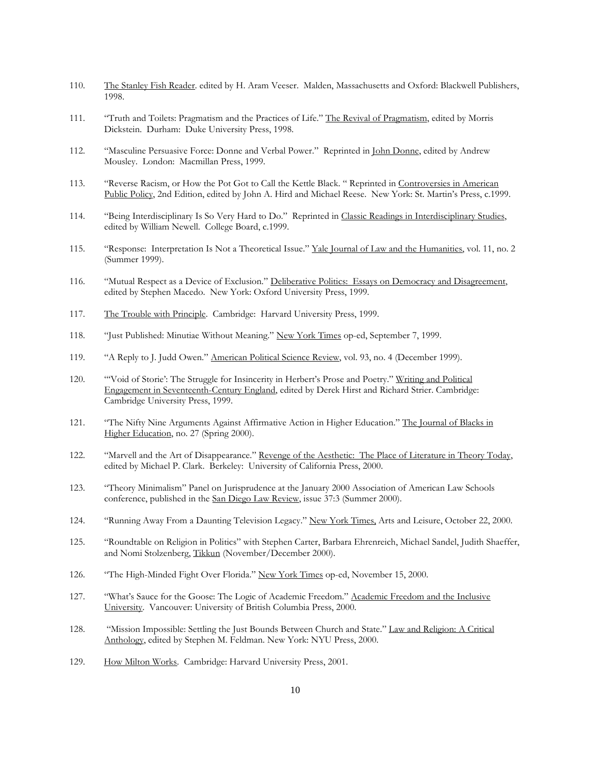110. The Stanley Fish Reader. edited by H. Aram Veeser. Malden, Massachusetts and Oxford: Blackwell Publishers, 1998.

111. "Truth and Toilets: Pragmatism and the Practices of Life." The Revival of Pragmatism, edited by Morris Dickstein. Durham: Duke University Press, 1998.

112. "Masculine Persuasive Force: Donne and Verbal Power." Reprinted in John Donne, edited by Andrew Mousley. London: Macmillan Press, 1999.

113. "Reverse Racism, or How the Pot Got to Call the Kettle Black. " Reprinted in Controversies in American Public Policy, 2nd Edition, edited by John A. Hird and Michael Reese. New York: St. Martin's Press, c.1999.

114. "Being Interdisciplinary Is So Very Hard to Do." Reprinted in Classic Readings in Interdisciplinary Studies, edited by William Newell. College Board, c.1999.

115. "Response: Interpretation Is Not a Theoretical Issue." Yale Journal of Law and the Humanities, vol. 11, no. 2 (Summer 1999).

116. "Mutual Respect as a Device of Exclusion." Deliberative Politics: Essays on Democracy and Disagreement, edited by Stephen Macedo. New York: Oxford University Press, 1999.

117. The Trouble with Principle. Cambridge: Harvard University Press, 1999.

118. "Just Published: Minutiae Without Meaning." New York Times op-ed, September 7, 1999.

119. "A Reply to J. Judd Owen." American Political Science Review, vol. 93, no. 4 (December 1999).

120. "'Void of Storie': The Struggle for Insincerity in Herbert's Prose and Poetry." Writing and Political Engagement in Seventeenth-Century England, edited by Derek Hirst and Richard Strier. Cambridge: Cambridge University Press, 1999.

121. "The Nifty Nine Arguments Against Affirmative Action in Higher Education." The Journal of Blacks in Higher Education, no. 27 (Spring 2000).

122. "Marvell and the Art of Disappearance." Revenge of the Aesthetic: The Place of Literature in Theory Today, edited by Michael P. Clark. Berkeley: University of California Press, 2000.

123. "Theory Minimalism" Panel on Jurisprudence at the January 2000 Association of American Law Schools conference, published in the San Diego Law Review, issue 37:3 (Summer 2000).

124. "Running Away From a Daunting Television Legacy." New York Times, Arts and Leisure, October 22, 2000.

125. "Roundtable on Religion in Politics" with Stephen Carter, Barbara Ehrenreich, Michael Sandel, Judith Shaeffer, and Nomi Stolzenberg, Tikkun (November/December 2000).

126. "The High-Minded Fight Over Florida." New York Times op-ed, November 15, 2000.

127. "What's Sauce for the Goose: The Logic of Academic Freedom." Academic Freedom and the Inclusive University. Vancouver: University of British Columbia Press, 2000.

128. "Mission Impossible: Settling the Just Bounds Between Church and State." Law and Religion: A Critical Anthology, edited by Stephen M. Feldman. New York: NYU Press, 2000.

129. How Milton Works. Cambridge: Harvard University Press, 2001.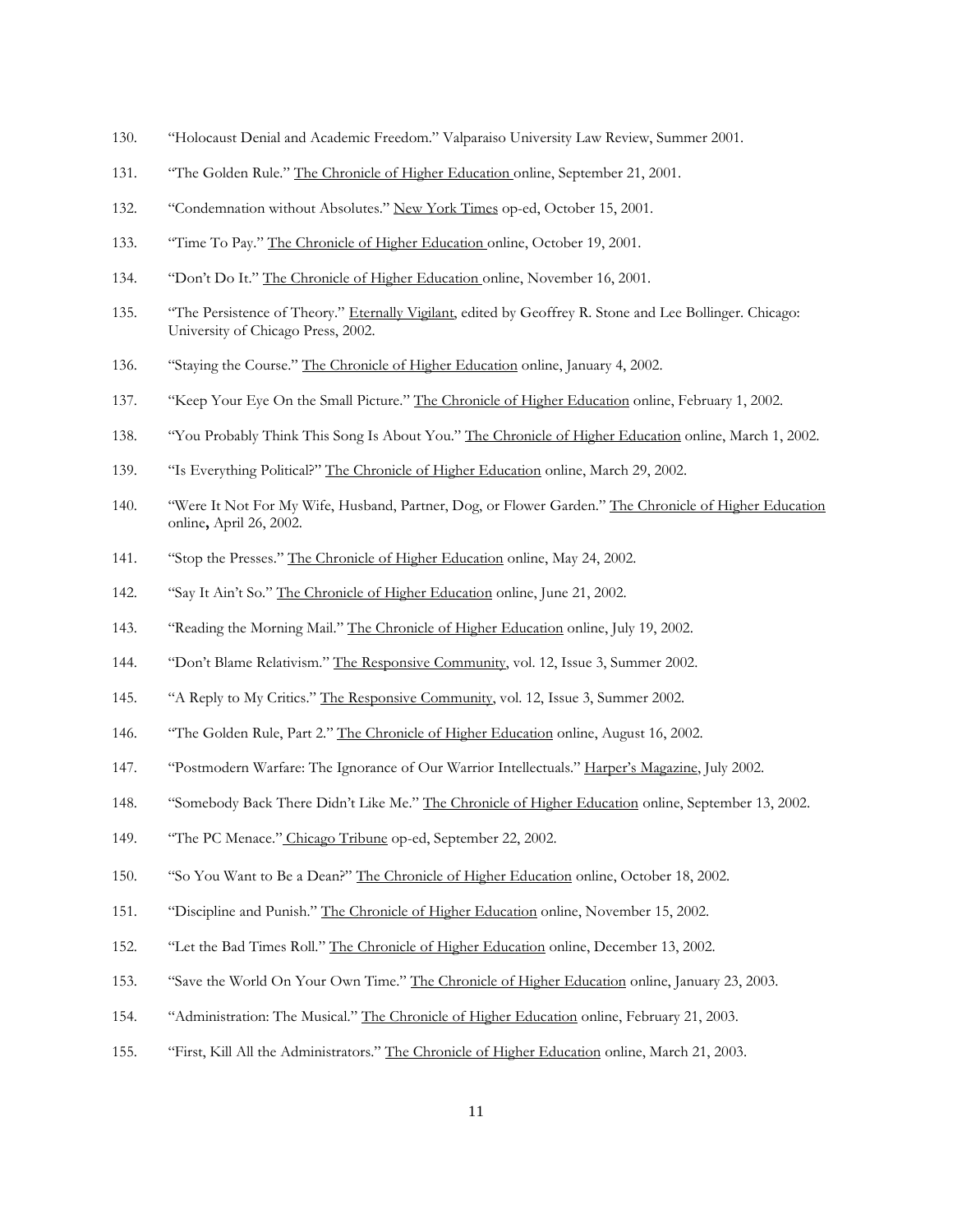130. "Holocaust Denial and Academic Freedom." Valparaiso University Law Review, Summer 2001.

131. "The Golden Rule." The Chronicle of Higher Education online, September 21, 2001.

132. "Condemnation without Absolutes." New York Times op-ed, October 15, 2001.

133. "Time To Pay." The Chronicle of Higher Education online, October 19, 2001.

134. "Don't Do It." The Chronicle of Higher Education online, November 16, 2001.

135. "The Persistence of Theory." Eternally Vigilant, edited by Geoffrey R. Stone and Lee Bollinger. Chicago: University of Chicago Press, 2002.

136. "Staying the Course." The Chronicle of Higher Education online, January 4, 2002.

137. "Keep Your Eye On the Small Picture." The Chronicle of Higher Education online, February 1, 2002.

138. "You Probably Think This Song Is About You." The Chronicle of Higher Education online, March 1, 2002.

139. "Is Everything Political?" The Chronicle of Higher Education online, March 29, 2002.

140. "Were It Not For My Wife, Husband, Partner, Dog, or Flower Garden." The Chronicle of Higher Education online**,** April 26, 2002.

141. "Stop the Presses." The Chronicle of Higher Education online, May 24, 2002.

142. "Say It Ain't So." The Chronicle of Higher Education online, June 21, 2002.

143. "Reading the Morning Mail." The Chronicle of Higher Education online, July 19, 2002.

144. "Don't Blame Relativism." The Responsive Community, vol. 12, Issue 3, Summer 2002.

145. "A Reply to My Critics." The Responsive Community, vol. 12, Issue 3, Summer 2002.

146. "The Golden Rule, Part 2." The Chronicle of Higher Education online, August 16, 2002.

147. "Postmodern Warfare: The Ignorance of Our Warrior Intellectuals." Harper's Magazine, July 2002.

148. "Somebody Back There Didn't Like Me." The Chronicle of Higher Education online, September 13, 2002.

149. "The PC Menace." Chicago Tribune op-ed, September 22, 2002.

150. "So You Want to Be a Dean?" The Chronicle of Higher Education online, October 18, 2002.

151. "Discipline and Punish." The Chronicle of Higher Education online, November 15, 2002.

152. "Let the Bad Times Roll." The Chronicle of Higher Education online, December 13, 2002.

153. "Save the World On Your Own Time." The Chronicle of Higher Education online, January 23, 2003.

154. "Administration: The Musical." The Chronicle of Higher Education online, February 21, 2003.

155. "First, Kill All the Administrators." The Chronicle of Higher Education online, March 21, 2003.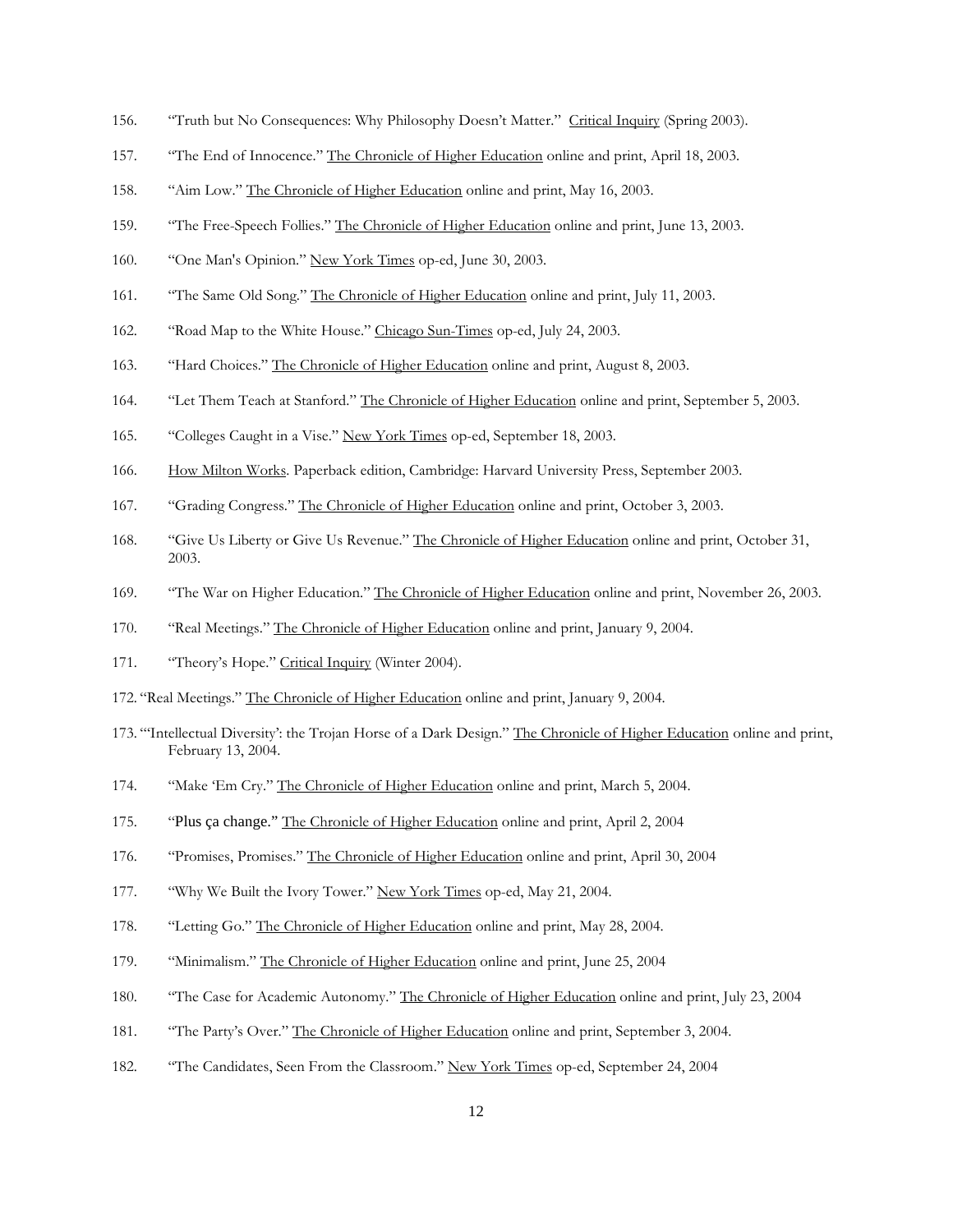156. "Truth but No Consequences: Why Philosophy Doesn't Matter." Critical Inquiry (Spring 2003).

157. "The End of Innocence." The Chronicle of Higher Education online and print, April 18, 2003.

158. "Aim Low." The Chronicle of Higher Education online and print, May 16, 2003.

159. "The Free-Speech Follies." The Chronicle of Higher Education online and print, June 13, 2003.

160. "One Man's Opinion." New York Times op-ed, June 30, 2003.

161. "The Same Old Song." The Chronicle of Higher Education online and print, July 11, 2003.

162. "Road Map to the White House." Chicago Sun-Times op-ed, July 24, 2003.

163. "Hard Choices." The Chronicle of Higher Education online and print, August 8, 2003.

164. "Let Them Teach at Stanford." The Chronicle of Higher Education online and print, September 5, 2003.

165. "Colleges Caught in a Vise." New York Times op-ed, September 18, 2003.

166. How Milton Works. Paperback edition, Cambridge: Harvard University Press, September 2003.

167. "Grading Congress." The Chronicle of Higher Education online and print, October 3, 2003.

168. "Give Us Liberty or Give Us Revenue." The Chronicle of Higher Education online and print, October 31, 2003.

169. "The War on Higher Education." The Chronicle of Higher Education online and print, November 26, 2003.

170. "Real Meetings." The Chronicle of Higher Education online and print, January 9, 2004.

171. "Theory's Hope." Critical Inquiry (Winter 2004).

172. "Real Meetings." The Chronicle of Higher Education online and print, January 9, 2004.

173. "'Intellectual Diversity': the Trojan Horse of a Dark Design." The Chronicle of Higher Education online and print, February 13, 2004.

174. "Make 'Em Cry." The Chronicle of Higher Education online and print, March 5, 2004.

175. "Plus ça change." The Chronicle of Higher Education online and print, April 2, 2004

176. "Promises, Promises." The Chronicle of Higher Education online and print, April 30, 2004

177. "Why We Built the Ivory Tower." New York Times op-ed, May 21, 2004.

178. "Letting Go." The Chronicle of Higher Education online and print, May 28, 2004.

179. "Minimalism." The Chronicle of Higher Education online and print, June 25, 2004

180. "The Case for Academic Autonomy." The Chronicle of Higher Education online and print, July 23, 2004

181. "The Party's Over." The Chronicle of Higher Education online and print, September 3, 2004.

182. "The Candidates, Seen From the Classroom." New York Times op-ed, September 24, 2004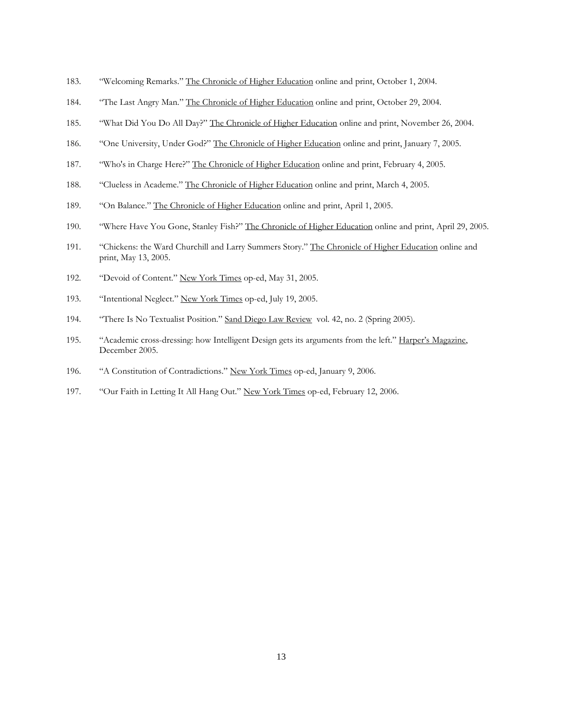183. "Welcoming Remarks." The Chronicle of Higher Education online and print, October 1, 2004.

184. "The Last Angry Man." The Chronicle of Higher Education online and print, October 29, 2004.

185. "What Did You Do All Day?" The Chronicle of Higher Education online and print, November 26, 2004.

186. "One University, Under God?" The Chronicle of Higher Education online and print, January 7, 2005.

187. "Who's in Charge Here?" The Chronicle of Higher Education online and print, February 4, 2005.

188. "Clueless in Academe." The Chronicle of Higher Education online and print, March 4, 2005.

189. "On Balance." The Chronicle of Higher Education online and print, April 1, 2005.

190. "Where Have You Gone, Stanley Fish?" The Chronicle of Higher Education online and print, April 29, 2005.

191. "Chickens: the Ward Churchill and Larry Summers Story." The Chronicle of Higher Education online and print, May 13, 2005.

192. "Devoid of Content." New York Times op-ed, May 31, 2005.

193. "Intentional Neglect." New York Times op-ed, July 19, 2005.

194. "There Is No Textualist Position." Sand Diego Law Review vol. 42, no. 2 (Spring 2005).

195. "Academic cross-dressing: how Intelligent Design gets its arguments from the left." Harper's Magazine, December 2005.

196. "A Constitution of Contradictions." New York Times op-ed, January 9, 2006.

197. "Our Faith in Letting It All Hang Out." New York Times op-ed, February 12, 2006.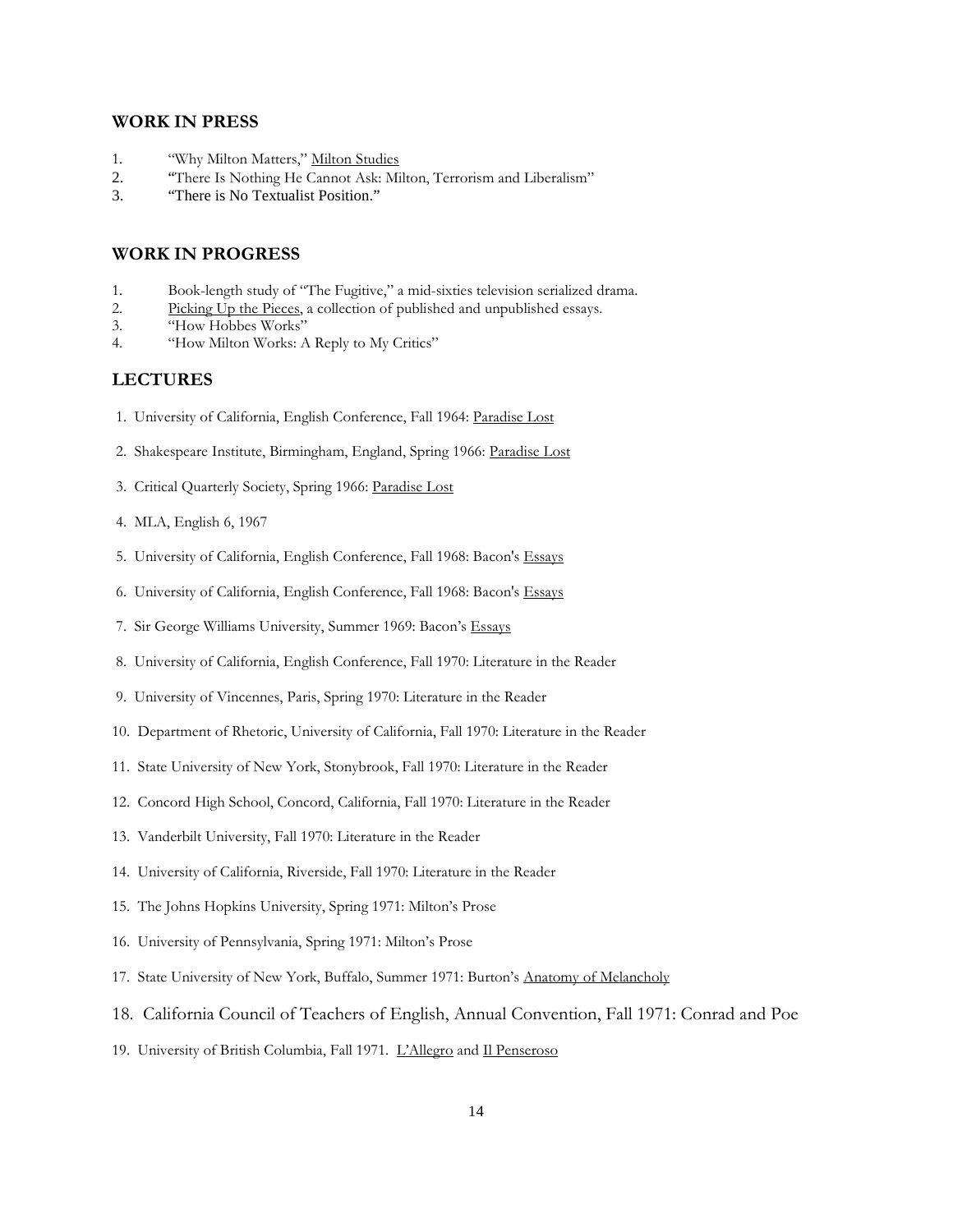## WORK IN PRESS

1. "Why Milton Matters," Milton Studies
2. "There Is Nothing He Cannot Ask: Milton, Terrorism and Liberalism"
3. "There is No Textualist Position."

## WORK IN PROGRESS

1. Book-length study of "The Fugitive," a mid-sixties television serialized drama.
2. Picking Up the Pieces, a collection of published and unpublished essays.
3. "How Hobbes Works"
4. "How Milton Works: A Reply to My Critics"

## LECTURES

1. University of California, English Conference, Fall 1964: Paradise Lost
2. Shakespeare Institute, Birmingham, England, Spring 1966: Paradise Lost
3. Critical Quarterly Society, Spring 1966: Paradise Lost
4. MLA, English 6, 1967
5. University of California, English Conference, Fall 1968: Bacon's Essays
6. University of California, English Conference, Fall 1968: Bacon's Essays
7. Sir George Williams University, Summer 1969: Bacon's Essays
8. University of California, English Conference, Fall 1970: Literature in the Reader
9. University of Vincennes, Paris, Spring 1970: Literature in the Reader
10. Department of Rhetoric, University of California, Fall 1970: Literature in the Reader
11. State University of New York, Stonybrook, Fall 1970: Literature in the Reader
12. Concord High School, Concord, California, Fall 1970: Literature in the Reader
13. Vanderbilt University, Fall 1970: Literature in the Reader
14. University of California, Riverside, Fall 1970: Literature in the Reader
15. The Johns Hopkins University, Spring 1971: Milton's Prose
16. University of Pennsylvania, Spring 1971: Milton's Prose
17. State University of New York, Buffalo, Summer 1971: Burton's Anatomy of Melancholy
18. California Council of Teachers of English, Annual Convention, Fall 1971: Conrad and Poe
19. University of British Columbia, Fall 1971. L'Allegro and Il Penseroso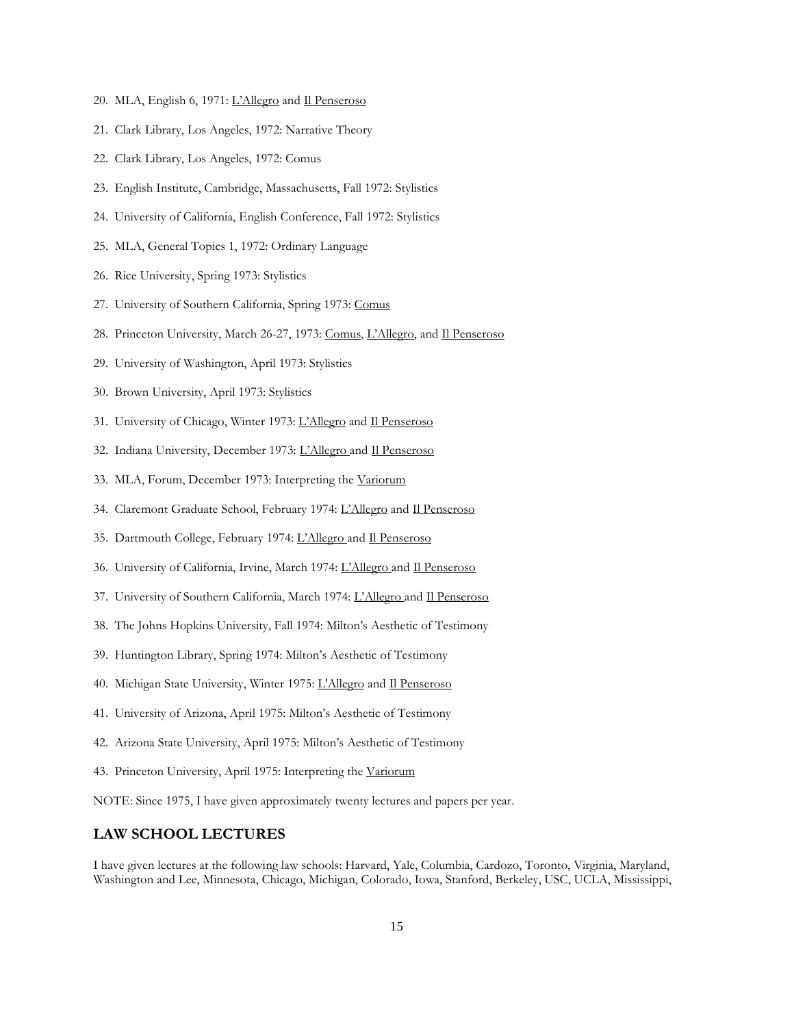20. MLA, English 6, 1971: L'Allegro and Il Penseroso
21. Clark Library, Los Angeles, 1972: Narrative Theory
22. Clark Library, Los Angeles, 1972: Comus
23. English Institute, Cambridge, Massachusetts, Fall 1972: Stylistics
24. University of California, English Conference, Fall 1972: Stylistics
25. MLA, General Topics 1, 1972: Ordinary Language
26. Rice University, Spring 1973: Stylistics
27. University of Southern California, Spring 1973: Comus
28. Princeton University, March 26-27, 1973: Comus, L'Allegro, and Il Penseroso
29. University of Washington, April 1973: Stylistics
30. Brown University, April 1973: Stylistics
31. University of Chicago, Winter 1973: L'Allegro and Il Penseroso
32. Indiana University, December 1973: L'Allegro and Il Penseroso
33. MLA, Forum, December 1973: Interpreting the Variorum
34. Claremont Graduate School, February 1974: L'Allegro and Il Penseroso
35. Dartmouth College, February 1974: L'Allegro and Il Penseroso
36. University of California, Irvine, March 1974: L'Allegro and Il Penseroso
37. University of Southern California, March 1974: L'Allegro and Il Penseroso
38. The Johns Hopkins University, Fall 1974: Milton's Aesthetic of Testimony
39. Huntington Library, Spring 1974: Milton's Aesthetic of Testimony
40. Michigan State University, Winter 1975: L'Allegro and Il Penseroso
41. University of Arizona, April 1975: Milton's Aesthetic of Testimony
42. Arizona State University, April 1975: Milton's Aesthetic of Testimony
43. Princeton University, April 1975: Interpreting the Variorum

NOTE: Since 1975, I have given approximately twenty lectures and papers per year.

## LAW SCHOOL LECTURES

I have given lectures at the following law schools: Harvard, Yale, Columbia, Cardozo, Toronto, Virginia, Maryland, Washington and Lee, Minnesota, Chicago, Michigan, Colorado, Iowa, Stanford, Berkeley, USC, UCLA, Mississippi,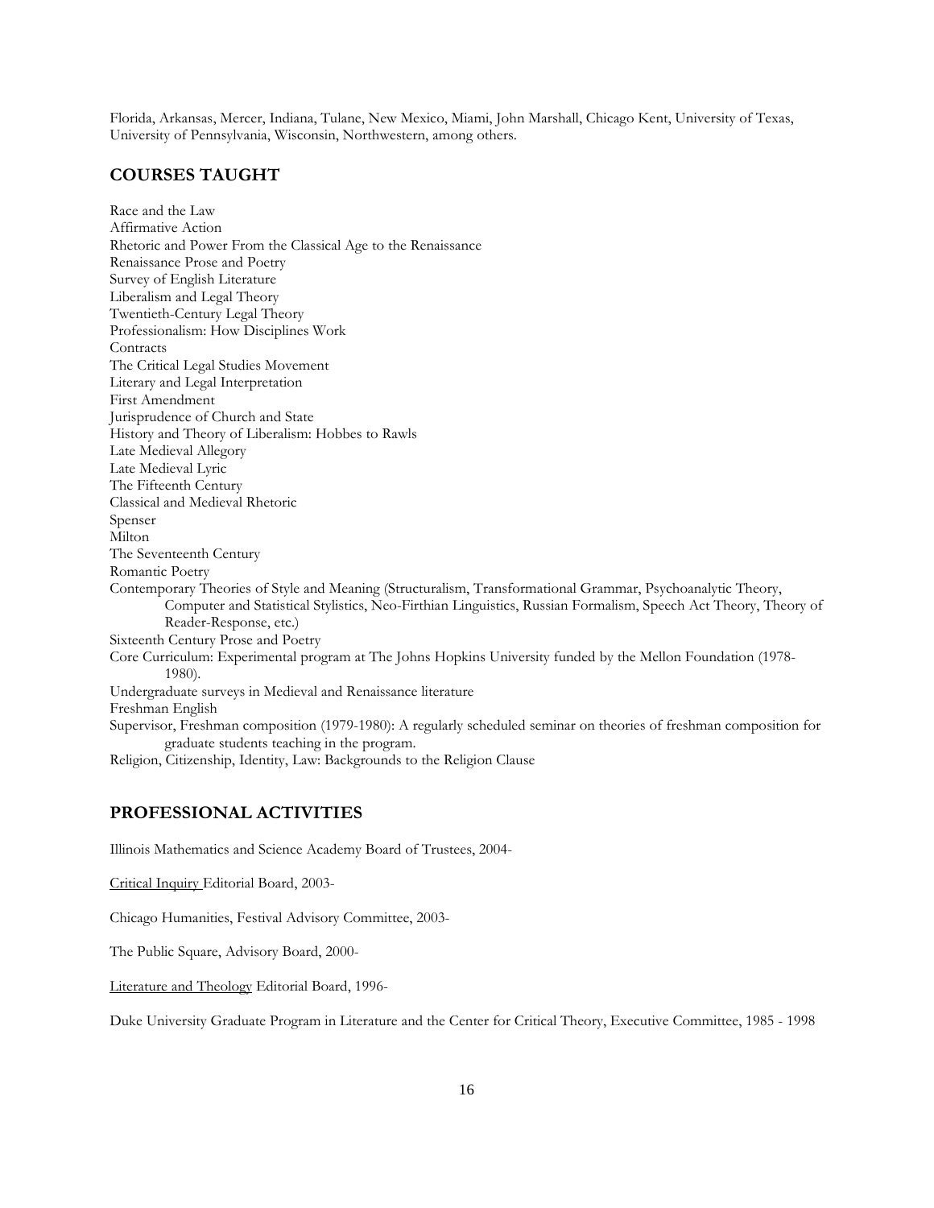Florida, Arkansas, Mercer, Indiana, Tulane, New Mexico, Miami, John Marshall, Chicago Kent, University of Texas, University of Pennsylvania, Wisconsin, Northwestern, among others.

## COURSES TAUGHT

Race and the Law
Affirmative Action
Rhetoric and Power From the Classical Age to the Renaissance
Renaissance Prose and Poetry
Survey of English Literature
Liberalism and Legal Theory
Twentieth-Century Legal Theory
Professionalism: How Disciplines Work
Contracts
The Critical Legal Studies Movement
Literary and Legal Interpretation
First Amendment
Jurisprudence of Church and State
History and Theory of Liberalism: Hobbes to Rawls
Late Medieval Allegory
Late Medieval Lyric
The Fifteenth Century
Classical and Medieval Rhetoric
Spenser
Milton
The Seventeenth Century
Romantic Poetry
Contemporary Theories of Style and Meaning (Structuralism, Transformational Grammar, Psychoanalytic Theory, Computer and Statistical Stylistics, Neo-Firthian Linguistics, Russian Formalism, Speech Act Theory, Theory of Reader-Response, etc.)
Sixteenth Century Prose and Poetry
Core Curriculum: Experimental program at The Johns Hopkins University funded by the Mellon Foundation (1978-1980).
Undergraduate surveys in Medieval and Renaissance literature
Freshman English
Supervisor, Freshman composition (1979-1980): A regularly scheduled seminar on theories of freshman composition for graduate students teaching in the program.
Religion, Citizenship, Identity, Law: Backgrounds to the Religion Clause

## PROFESSIONAL ACTIVITIES

Illinois Mathematics and Science Academy Board of Trustees, 2004-

Critical Inquiry Editorial Board, 2003-

Chicago Humanities, Festival Advisory Committee, 2003-

The Public Square, Advisory Board, 2000-

Literature and Theology Editorial Board, 1996-

Duke University Graduate Program in Literature and the Center for Critical Theory, Executive Committee, 1985 - 1998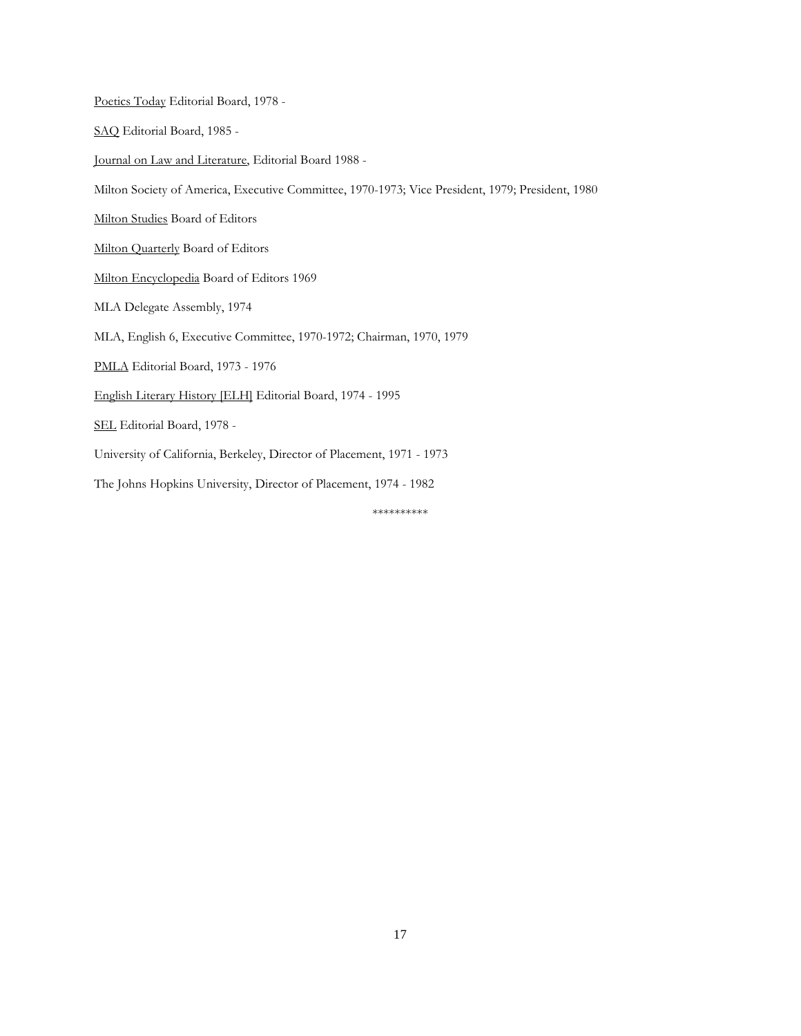<u>Poetics Today</u> Editorial Board, 1978 -

<u>SAQ</u> Editorial Board, 1985 -

<u>Journal on Law and Literature</u>, Editorial Board 1988 -

Milton Society of America, Executive Committee, 1970-1973; Vice President, 1979; President, 1980

<u>Milton Studies</u> Board of Editors

<u>Milton Quarterly</u> Board of Editors

<u>Milton Encyclopedia</u> Board of Editors 1969

MLA Delegate Assembly, 1974

MLA, English 6, Executive Committee, 1970-1972; Chairman, 1970, 1979

<u>PMLA</u> Editorial Board, 1973 - 1976

<u>English Literary History [ELH]</u> Editorial Board, 1974 - 1995

<u>SEL</u> Editorial Board, 1978 -

University of California, Berkeley, Director of Placement, 1971 - 1973

The Johns Hopkins University, Director of Placement, 1974 - 1982

**********